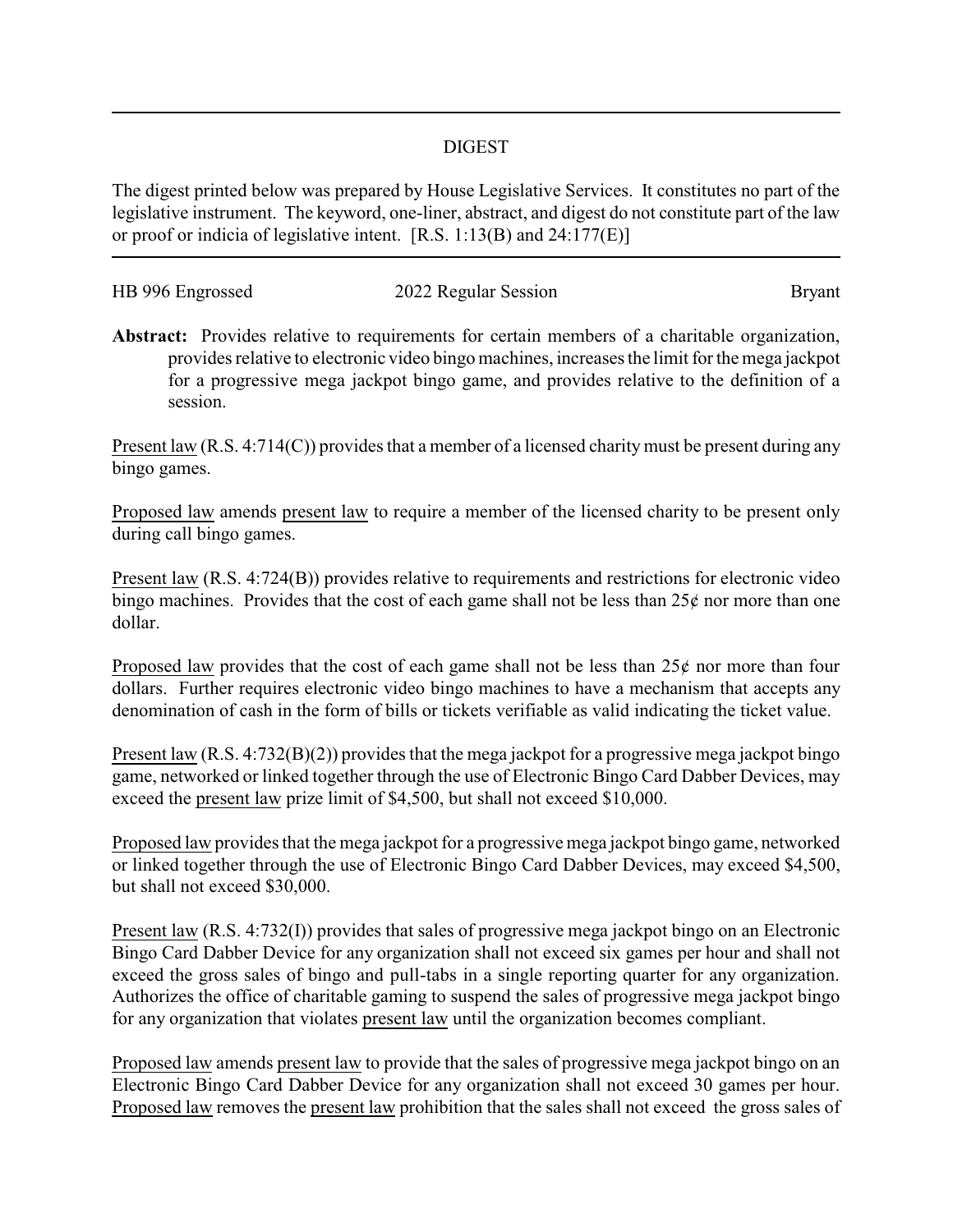## DIGEST

The digest printed below was prepared by House Legislative Services. It constitutes no part of the legislative instrument. The keyword, one-liner, abstract, and digest do not constitute part of the law or proof or indicia of legislative intent. [R.S. 1:13(B) and 24:177(E)]

---

HB 996 Engrossed — 2022 Regular Session — Bryant

**Abstract:** Provides relative to requirements for certain members of a charitable organization, provides relative to electronic video bingo machines, increases the limit for the mega jackpot for a progressive mega jackpot bingo game, and provides relative to the definition of a session.

Present law (R.S. 4:714(C)) provides that a member of a licensed charity must be present during any bingo games.

Proposed law amends present law to require a member of the licensed charity to be present only during call bingo games.

Present law (R.S. 4:724(B)) provides relative to requirements and restrictions for electronic video bingo machines. Provides that the cost of each game shall not be less than 25¢ nor more than one dollar.

Proposed law provides that the cost of each game shall not be less than 25¢ nor more than four dollars. Further requires electronic video bingo machines to have a mechanism that accepts any denomination of cash in the form of bills or tickets verifiable as valid indicating the ticket value.

Present law (R.S. 4:732(B)(2)) provides that the mega jackpot for a progressive mega jackpot bingo game, networked or linked together through the use of Electronic Bingo Card Dabber Devices, may exceed the present law prize limit of $4,500, but shall not exceed $10,000.

Proposed law provides that the mega jackpot for a progressive mega jackpot bingo game, networked or linked together through the use of Electronic Bingo Card Dabber Devices, may exceed $4,500, but shall not exceed $30,000.

Present law (R.S. 4:732(I)) provides that sales of progressive mega jackpot bingo on an Electronic Bingo Card Dabber Device for any organization shall not exceed six games per hour and shall not exceed the gross sales of bingo and pull-tabs in a single reporting quarter for any organization. Authorizes the office of charitable gaming to suspend the sales of progressive mega jackpot bingo for any organization that violates present law until the organization becomes compliant.

Proposed law amends present law to provide that the sales of progressive mega jackpot bingo on an Electronic Bingo Card Dabber Device for any organization shall not exceed 30 games per hour. Proposed law removes the present law prohibition that the sales shall not exceed the gross sales of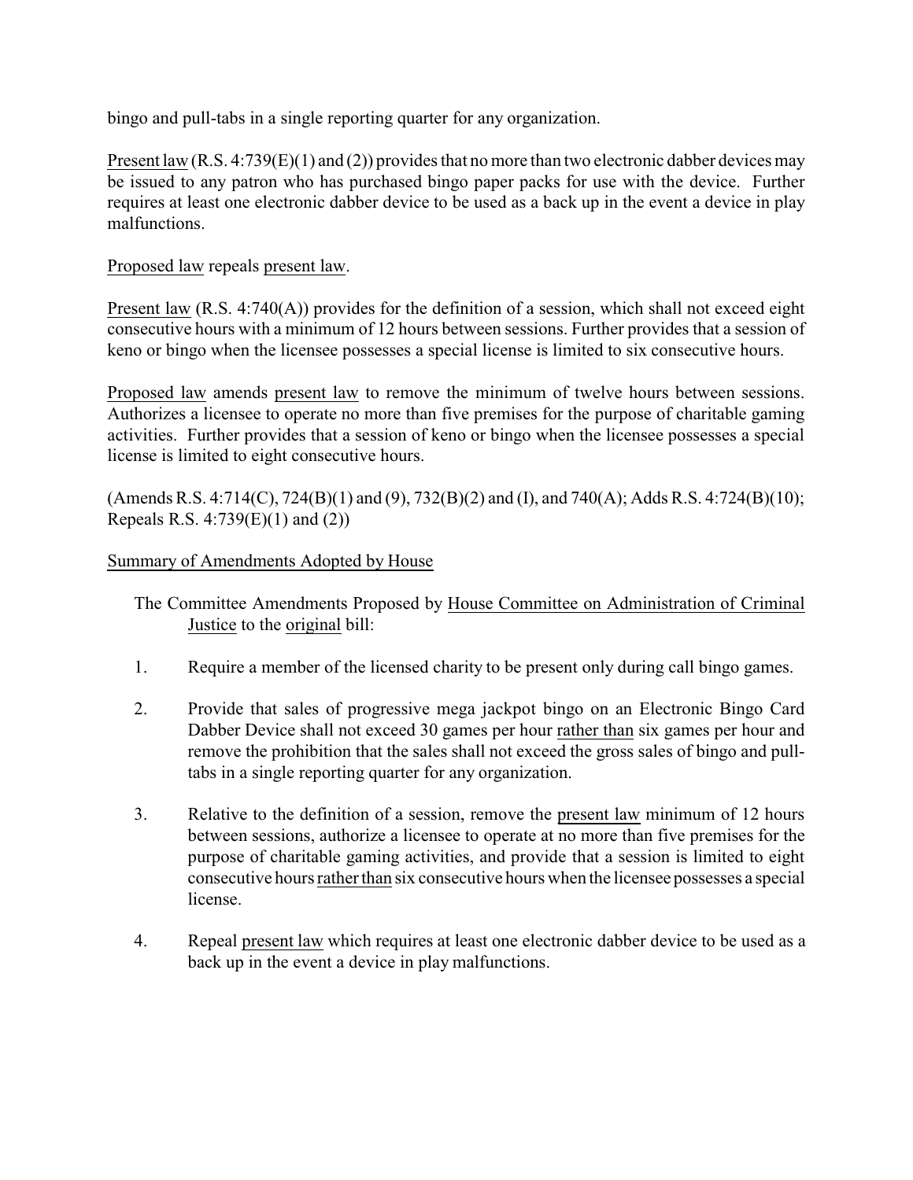bingo and pull-tabs in a single reporting quarter for any organization.

Present law (R.S. 4:739(E)(1) and (2)) provides that no more than two electronic dabber devices may be issued to any patron who has purchased bingo paper packs for use with the device. Further requires at least one electronic dabber device to be used as a back up in the event a device in play malfunctions.

Proposed law repeals present law.

Present law (R.S. 4:740(A)) provides for the definition of a session, which shall not exceed eight consecutive hours with a minimum of 12 hours between sessions. Further provides that a session of keno or bingo when the licensee possesses a special license is limited to six consecutive hours.

Proposed law amends present law to remove the minimum of twelve hours between sessions. Authorizes a licensee to operate no more than five premises for the purpose of charitable gaming activities. Further provides that a session of keno or bingo when the licensee possesses a special license is limited to eight consecutive hours.

(Amends R.S. 4:714(C), 724(B)(1) and (9), 732(B)(2) and (I), and 740(A); Adds R.S. 4:724(B)(10); Repeals R.S. 4:739(E)(1) and (2))

Summary of Amendments Adopted by House

The Committee Amendments Proposed by House Committee on Administration of Criminal Justice to the original bill:

1. Require a member of the licensed charity to be present only during call bingo games.

2. Provide that sales of progressive mega jackpot bingo on an Electronic Bingo Card Dabber Device shall not exceed 30 games per hour rather than six games per hour and remove the prohibition that the sales shall not exceed the gross sales of bingo and pull-tabs in a single reporting quarter for any organization.

3. Relative to the definition of a session, remove the present law minimum of 12 hours between sessions, authorize a licensee to operate at no more than five premises for the purpose of charitable gaming activities, and provide that a session is limited to eight consecutive hours rather than six consecutive hours when the licensee possesses a special license.

4. Repeal present law which requires at least one electronic dabber device to be used as a back up in the event a device in play malfunctions.